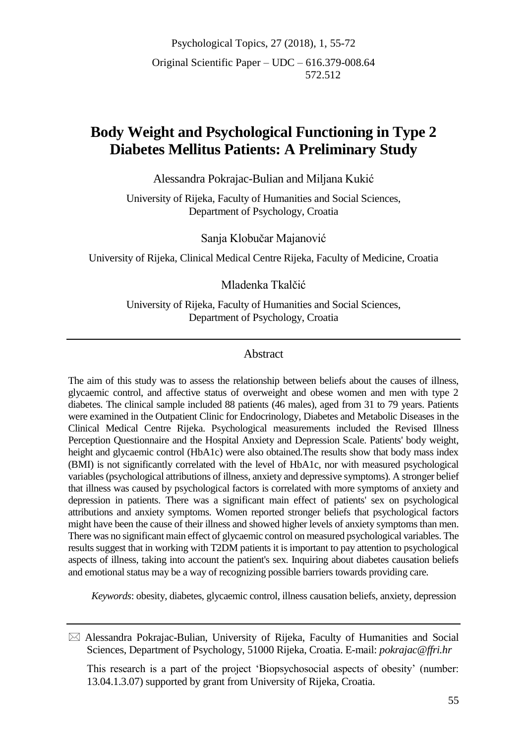Psychological Topics, 27 (2018), 1, 55-72

Original Scientific Paper – UDC – 616.379-008.64
572.512

# Body Weight and Psychological Functioning in Type 2 Diabetes Mellitus Patients: A Preliminary Study

Alessandra Pokrajac-Bulian and Miljana Kukić

University of Rijeka, Faculty of Humanities and Social Sciences, Department of Psychology, Croatia

Sanja Klobučar Majanović

University of Rijeka, Clinical Medical Centre Rijeka, Faculty of Medicine, Croatia

Mladenka Tkalčić

University of Rijeka, Faculty of Humanities and Social Sciences, Department of Psychology, Croatia

## Abstract

The aim of this study was to assess the relationship between beliefs about the causes of illness, glycaemic control, and affective status of overweight and obese women and men with type 2 diabetes. The clinical sample included 88 patients (46 males), aged from 31 to 79 years. Patients were examined in the Outpatient Clinic for Endocrinology, Diabetes and Metabolic Diseases in the Clinical Medical Centre Rijeka. Psychological measurements included the Revised Illness Perception Questionnaire and the Hospital Anxiety and Depression Scale. Patients' body weight, height and glycaemic control (HbA1c) were also obtained.The results show that body mass index (BMI) is not significantly correlated with the level of HbA1c, nor with measured psychological variables (psychological attributions of illness, anxiety and depressive symptoms). A stronger belief that illness was caused by psychological factors is correlated with more symptoms of anxiety and depression in patients. There was a significant main effect of patients' sex on psychological attributions and anxiety symptoms. Women reported stronger beliefs that psychological factors might have been the cause of their illness and showed higher levels of anxiety symptoms than men. There was no significant main effect of glycaemic control on measured psychological variables. The results suggest that in working with T2DM patients it is important to pay attention to psychological aspects of illness, taking into account the patient's sex. Inquiring about diabetes causation beliefs and emotional status may be a way of recognizing possible barriers towards providing care.

*Keywords*: obesity, diabetes, glycaemic control, illness causation beliefs, anxiety, depression

---

✉ Alessandra Pokrajac-Bulian, University of Rijeka, Faculty of Humanities and Social Sciences, Department of Psychology, 51000 Rijeka, Croatia. E-mail: *pokrajac@ffri.hr*

This research is a part of the project 'Biopsychosocial aspects of obesity' (number: 13.04.1.3.07) supported by grant from University of Rijeka, Croatia.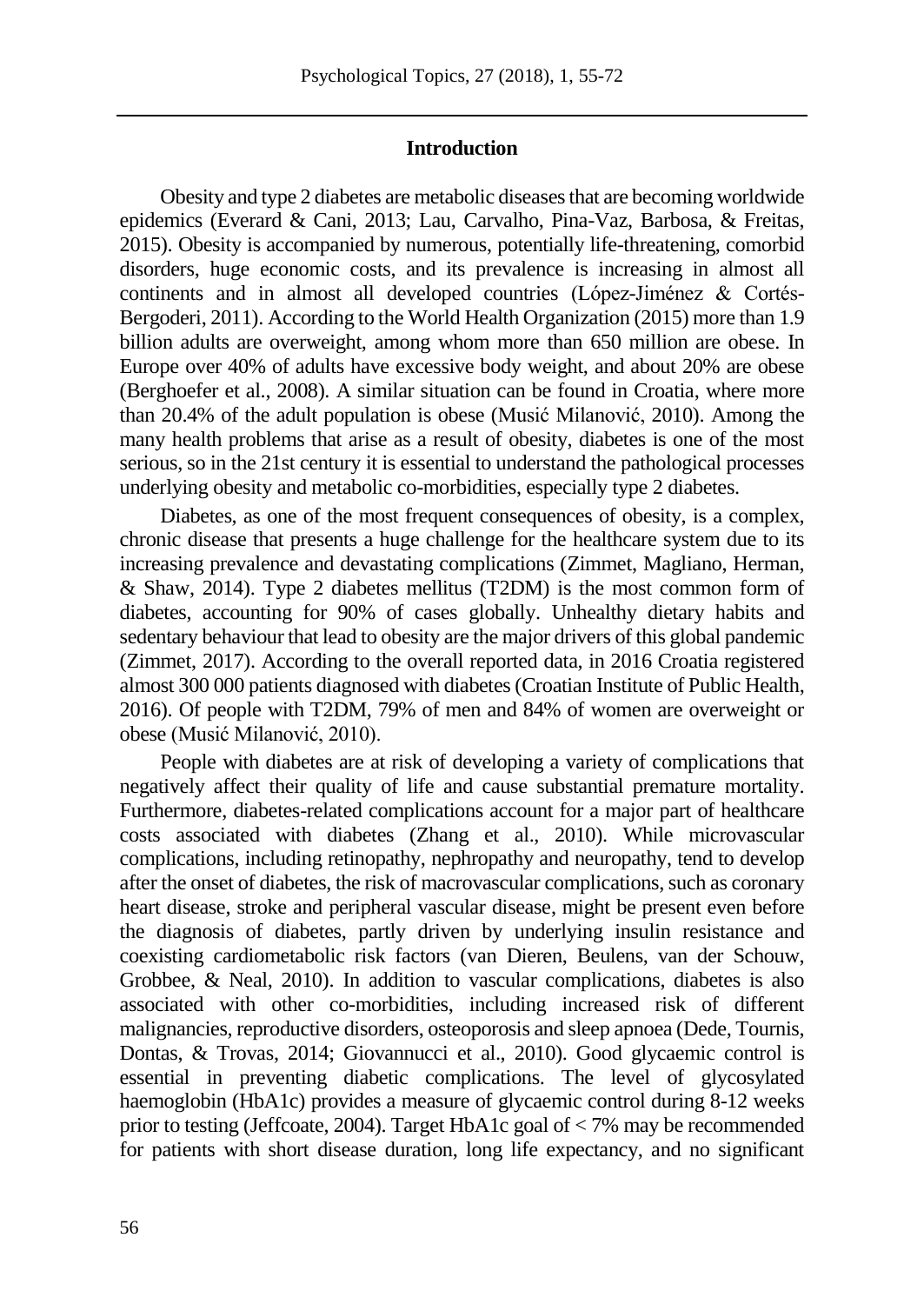## Introduction

Obesity and type 2 diabetes are metabolic diseases that are becoming worldwide epidemics (Everard & Cani, 2013; Lau, Carvalho, Pina-Vaz, Barbosa, & Freitas, 2015). Obesity is accompanied by numerous, potentially life-threatening, comorbid disorders, huge economic costs, and its prevalence is increasing in almost all continents and in almost all developed countries (López-Jiménez & Cortés-Bergoderi, 2011). According to the World Health Organization (2015) more than 1.9 billion adults are overweight, among whom more than 650 million are obese. In Europe over 40% of adults have excessive body weight, and about 20% are obese (Berghoefer et al., 2008). A similar situation can be found in Croatia, where more than 20.4% of the adult population is obese (Musić Milanović, 2010). Among the many health problems that arise as a result of obesity, diabetes is one of the most serious, so in the 21st century it is essential to understand the pathological processes underlying obesity and metabolic co-morbidities, especially type 2 diabetes.

Diabetes, as one of the most frequent consequences of obesity, is a complex, chronic disease that presents a huge challenge for the healthcare system due to its increasing prevalence and devastating complications (Zimmet, Magliano, Herman, & Shaw, 2014). Type 2 diabetes mellitus (T2DM) is the most common form of diabetes, accounting for 90% of cases globally. Unhealthy dietary habits and sedentary behaviour that lead to obesity are the major drivers of this global pandemic (Zimmet, 2017). According to the overall reported data, in 2016 Croatia registered almost 300 000 patients diagnosed with diabetes (Croatian Institute of Public Health, 2016). Of people with T2DM, 79% of men and 84% of women are overweight or obese (Musić Milanović, 2010).

People with diabetes are at risk of developing a variety of complications that negatively affect their quality of life and cause substantial premature mortality. Furthermore, diabetes-related complications account for a major part of healthcare costs associated with diabetes (Zhang et al., 2010). While microvascular complications, including retinopathy, nephropathy and neuropathy, tend to develop after the onset of diabetes, the risk of macrovascular complications, such as coronary heart disease, stroke and peripheral vascular disease, might be present even before the diagnosis of diabetes, partly driven by underlying insulin resistance and coexisting cardiometabolic risk factors (van Dieren, Beulens, van der Schouw, Grobbee, & Neal, 2010). In addition to vascular complications, diabetes is also associated with other co-morbidities, including increased risk of different malignancies, reproductive disorders, osteoporosis and sleep apnoea (Dede, Tournis, Dontas, & Trovas, 2014; Giovannucci et al., 2010). Good glycaemic control is essential in preventing diabetic complications. The level of glycosylated haemoglobin (HbA1c) provides a measure of glycaemic control during 8-12 weeks prior to testing (Jeffcoate, 2004). Target HbA1c goal of < 7% may be recommended for patients with short disease duration, long life expectancy, and no significant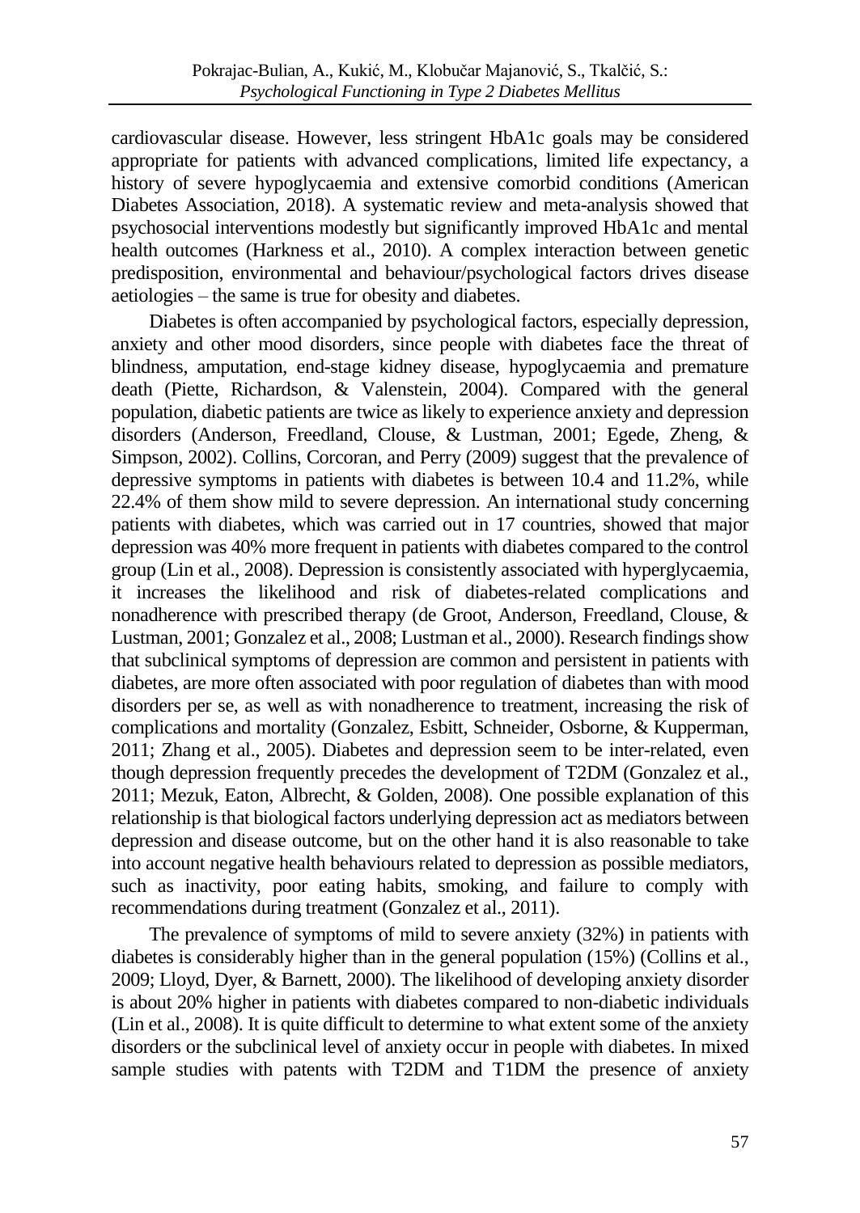cardiovascular disease. However, less stringent HbA1c goals may be considered appropriate for patients with advanced complications, limited life expectancy, a history of severe hypoglycaemia and extensive comorbid conditions (American Diabetes Association, 2018). A systematic review and meta-analysis showed that psychosocial interventions modestly but significantly improved HbA1c and mental health outcomes (Harkness et al., 2010). A complex interaction between genetic predisposition, environmental and behaviour/psychological factors drives disease aetiologies – the same is true for obesity and diabetes.

Diabetes is often accompanied by psychological factors, especially depression, anxiety and other mood disorders, since people with diabetes face the threat of blindness, amputation, end-stage kidney disease, hypoglycaemia and premature death (Piette, Richardson, & Valenstein, 2004). Compared with the general population, diabetic patients are twice as likely to experience anxiety and depression disorders (Anderson, Freedland, Clouse, & Lustman, 2001; Egede, Zheng, & Simpson, 2002). Collins, Corcoran, and Perry (2009) suggest that the prevalence of depressive symptoms in patients with diabetes is between 10.4 and 11.2%, while 22.4% of them show mild to severe depression. An international study concerning patients with diabetes, which was carried out in 17 countries, showed that major depression was 40% more frequent in patients with diabetes compared to the control group (Lin et al., 2008). Depression is consistently associated with hyperglycaemia, it increases the likelihood and risk of diabetes-related complications and nonadherence with prescribed therapy (de Groot, Anderson, Freedland, Clouse, & Lustman, 2001; Gonzalez et al., 2008; Lustman et al., 2000). Research findings show that subclinical symptoms of depression are common and persistent in patients with diabetes, are more often associated with poor regulation of diabetes than with mood disorders per se, as well as with nonadherence to treatment, increasing the risk of complications and mortality (Gonzalez, Esbitt, Schneider, Osborne, & Kupperman, 2011; Zhang et al., 2005). Diabetes and depression seem to be inter-related, even though depression frequently precedes the development of T2DM (Gonzalez et al., 2011; Mezuk, Eaton, Albrecht, & Golden, 2008). One possible explanation of this relationship is that biological factors underlying depression act as mediators between depression and disease outcome, but on the other hand it is also reasonable to take into account negative health behaviours related to depression as possible mediators, such as inactivity, poor eating habits, smoking, and failure to comply with recommendations during treatment (Gonzalez et al., 2011).

The prevalence of symptoms of mild to severe anxiety (32%) in patients with diabetes is considerably higher than in the general population (15%) (Collins et al., 2009; Lloyd, Dyer, & Barnett, 2000). The likelihood of developing anxiety disorder is about 20% higher in patients with diabetes compared to non-diabetic individuals (Lin et al., 2008). It is quite difficult to determine to what extent some of the anxiety disorders or the subclinical level of anxiety occur in people with diabetes. In mixed sample studies with patents with T2DM and T1DM the presence of anxiety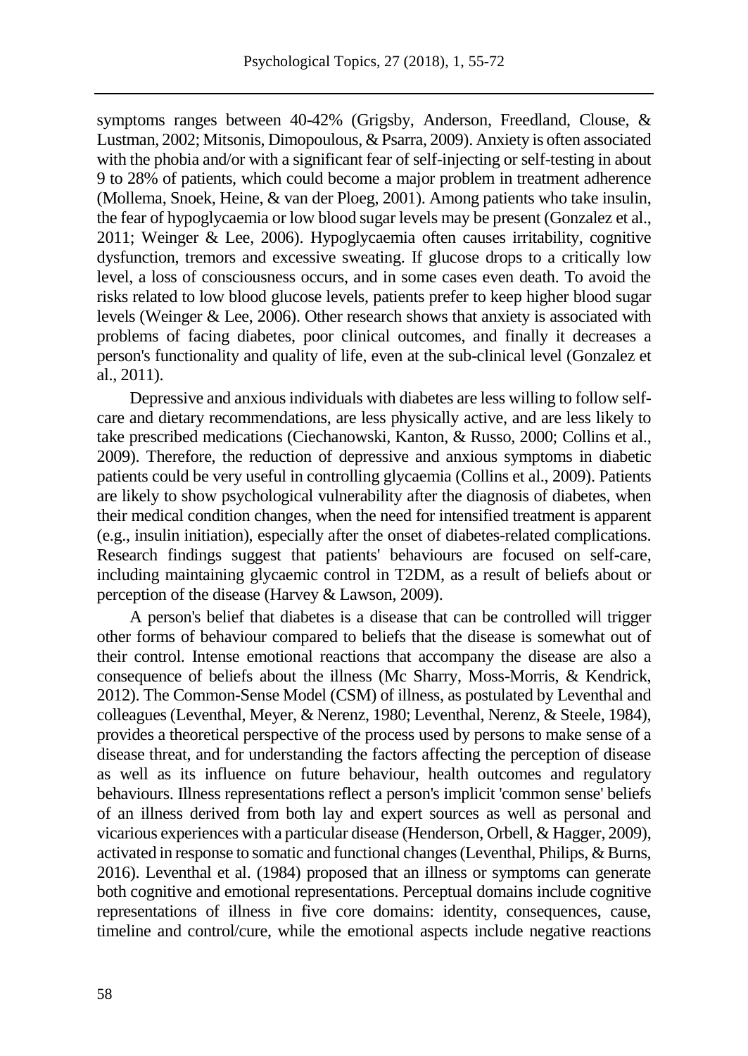symptoms ranges between 40-42% (Grigsby, Anderson, Freedland, Clouse, & Lustman, 2002; Mitsonis, Dimopoulous, & Psarra, 2009). Anxiety is often associated with the phobia and/or with a significant fear of self-injecting or self-testing in about 9 to 28% of patients, which could become a major problem in treatment adherence (Mollema, Snoek, Heine, & van der Ploeg, 2001). Among patients who take insulin, the fear of hypoglycaemia or low blood sugar levels may be present (Gonzalez et al., 2011; Weinger & Lee, 2006). Hypoglycaemia often causes irritability, cognitive dysfunction, tremors and excessive sweating. If glucose drops to a critically low level, a loss of consciousness occurs, and in some cases even death. To avoid the risks related to low blood glucose levels, patients prefer to keep higher blood sugar levels (Weinger & Lee, 2006). Other research shows that anxiety is associated with problems of facing diabetes, poor clinical outcomes, and finally it decreases a person's functionality and quality of life, even at the sub-clinical level (Gonzalez et al., 2011).

Depressive and anxious individuals with diabetes are less willing to follow self-care and dietary recommendations, are less physically active, and are less likely to take prescribed medications (Ciechanowski, Kanton, & Russo, 2000; Collins et al., 2009). Therefore, the reduction of depressive and anxious symptoms in diabetic patients could be very useful in controlling glycaemia (Collins et al., 2009). Patients are likely to show psychological vulnerability after the diagnosis of diabetes, when their medical condition changes, when the need for intensified treatment is apparent (e.g., insulin initiation), especially after the onset of diabetes-related complications. Research findings suggest that patients' behaviours are focused on self-care, including maintaining glycaemic control in T2DM, as a result of beliefs about or perception of the disease (Harvey & Lawson, 2009).

A person's belief that diabetes is a disease that can be controlled will trigger other forms of behaviour compared to beliefs that the disease is somewhat out of their control. Intense emotional reactions that accompany the disease are also a consequence of beliefs about the illness (Mc Sharry, Moss-Morris, & Kendrick, 2012). The Common-Sense Model (CSM) of illness, as postulated by Leventhal and colleagues (Leventhal, Meyer, & Nerenz, 1980; Leventhal, Nerenz, & Steele, 1984), provides a theoretical perspective of the process used by persons to make sense of a disease threat, and for understanding the factors affecting the perception of disease as well as its influence on future behaviour, health outcomes and regulatory behaviours. Illness representations reflect a person's implicit 'common sense' beliefs of an illness derived from both lay and expert sources as well as personal and vicarious experiences with a particular disease (Henderson, Orbell, & Hagger, 2009), activated in response to somatic and functional changes (Leventhal, Philips, & Burns, 2016). Leventhal et al. (1984) proposed that an illness or symptoms can generate both cognitive and emotional representations. Perceptual domains include cognitive representations of illness in five core domains: identity, consequences, cause, timeline and control/cure, while the emotional aspects include negative reactions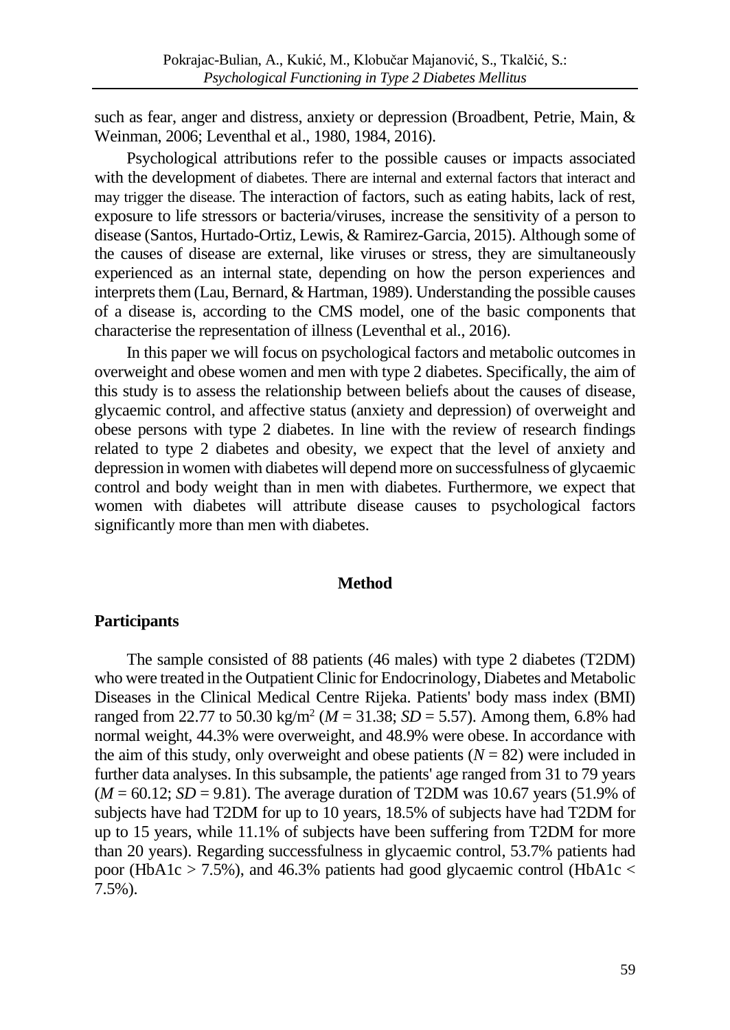such as fear, anger and distress, anxiety or depression (Broadbent, Petrie, Main, & Weinman, 2006; Leventhal et al., 1980, 1984, 2016).

Psychological attributions refer to the possible causes or impacts associated with the development of diabetes. There are internal and external factors that interact and may trigger the disease. The interaction of factors, such as eating habits, lack of rest, exposure to life stressors or bacteria/viruses, increase the sensitivity of a person to disease (Santos, Hurtado-Ortiz, Lewis, & Ramirez-Garcia, 2015). Although some of the causes of disease are external, like viruses or stress, they are simultaneously experienced as an internal state, depending on how the person experiences and interprets them (Lau, Bernard, & Hartman, 1989). Understanding the possible causes of a disease is, according to the CMS model, one of the basic components that characterise the representation of illness (Leventhal et al., 2016).

In this paper we will focus on psychological factors and metabolic outcomes in overweight and obese women and men with type 2 diabetes. Specifically, the aim of this study is to assess the relationship between beliefs about the causes of disease, glycaemic control, and affective status (anxiety and depression) of overweight and obese persons with type 2 diabetes. In line with the review of research findings related to type 2 diabetes and obesity, we expect that the level of anxiety and depression in women with diabetes will depend more on successfulness of glycaemic control and body weight than in men with diabetes. Furthermore, we expect that women with diabetes will attribute disease causes to psychological factors significantly more than men with diabetes.

## Method

### Participants

The sample consisted of 88 patients (46 males) with type 2 diabetes (T2DM) who were treated in the Outpatient Clinic for Endocrinology, Diabetes and Metabolic Diseases in the Clinical Medical Centre Rijeka. Patients' body mass index (BMI) ranged from 22.77 to 50.30 kg/m$^2$ ($M$ = 31.38; $SD$ = 5.57). Among them, 6.8% had normal weight, 44.3% were overweight, and 48.9% were obese. In accordance with the aim of this study, only overweight and obese patients ($N$ = 82) were included in further data analyses. In this subsample, the patients' age ranged from 31 to 79 years ($M$ = 60.12; $SD$ = 9.81). The average duration of T2DM was 10.67 years (51.9% of subjects have had T2DM for up to 10 years, 18.5% of subjects have had T2DM for up to 15 years, while 11.1% of subjects have been suffering from T2DM for more than 20 years). Regarding successfulness in glycaemic control, 53.7% patients had poor (HbA1c > 7.5%), and 46.3% patients had good glycaemic control (HbA1c < 7.5%).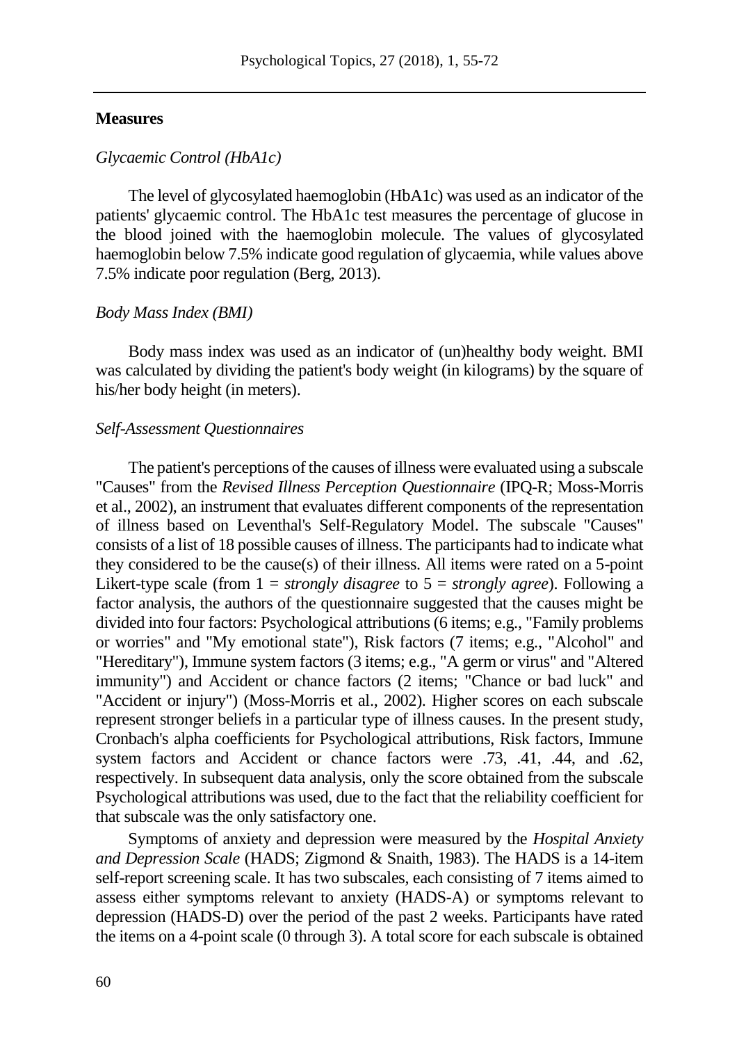## Measures

### *Glycaemic Control (HbA1c)*

The level of glycosylated haemoglobin (HbA1c) was used as an indicator of the patients' glycaemic control. The HbA1c test measures the percentage of glucose in the blood joined with the haemoglobin molecule. The values of glycosylated haemoglobin below 7.5% indicate good regulation of glycaemia, while values above 7.5% indicate poor regulation (Berg, 2013).

### *Body Mass Index (BMI)*

Body mass index was used as an indicator of (un)healthy body weight. BMI was calculated by dividing the patient's body weight (in kilograms) by the square of his/her body height (in meters).

### *Self-Assessment Questionnaires*

The patient's perceptions of the causes of illness were evaluated using a subscale "Causes" from the *Revised Illness Perception Questionnaire* (IPQ-R; Moss-Morris et al., 2002), an instrument that evaluates different components of the representation of illness based on Leventhal's Self-Regulatory Model. The subscale "Causes" consists of a list of 18 possible causes of illness. The participants had to indicate what they considered to be the cause(s) of their illness. All items were rated on a 5-point Likert-type scale (from 1 = *strongly disagree* to 5 = *strongly agree*). Following a factor analysis, the authors of the questionnaire suggested that the causes might be divided into four factors: Psychological attributions (6 items; e.g., "Family problems or worries" and "My emotional state"), Risk factors (7 items; e.g., "Alcohol" and "Hereditary"), Immune system factors (3 items; e.g., "A germ or virus" and "Altered immunity") and Accident or chance factors (2 items; "Chance or bad luck" and "Accident or injury") (Moss-Morris et al., 2002). Higher scores on each subscale represent stronger beliefs in a particular type of illness causes. In the present study, Cronbach's alpha coefficients for Psychological attributions, Risk factors, Immune system factors and Accident or chance factors were .73, .41, .44, and .62, respectively. In subsequent data analysis, only the score obtained from the subscale Psychological attributions was used, due to the fact that the reliability coefficient for that subscale was the only satisfactory one.

Symptoms of anxiety and depression were measured by the *Hospital Anxiety and Depression Scale* (HADS; Zigmond & Snaith, 1983). The HADS is a 14-item self-report screening scale. It has two subscales, each consisting of 7 items aimed to assess either symptoms relevant to anxiety (HADS-A) or symptoms relevant to depression (HADS-D) over the period of the past 2 weeks. Participants have rated the items on a 4-point scale (0 through 3). A total score for each subscale is obtained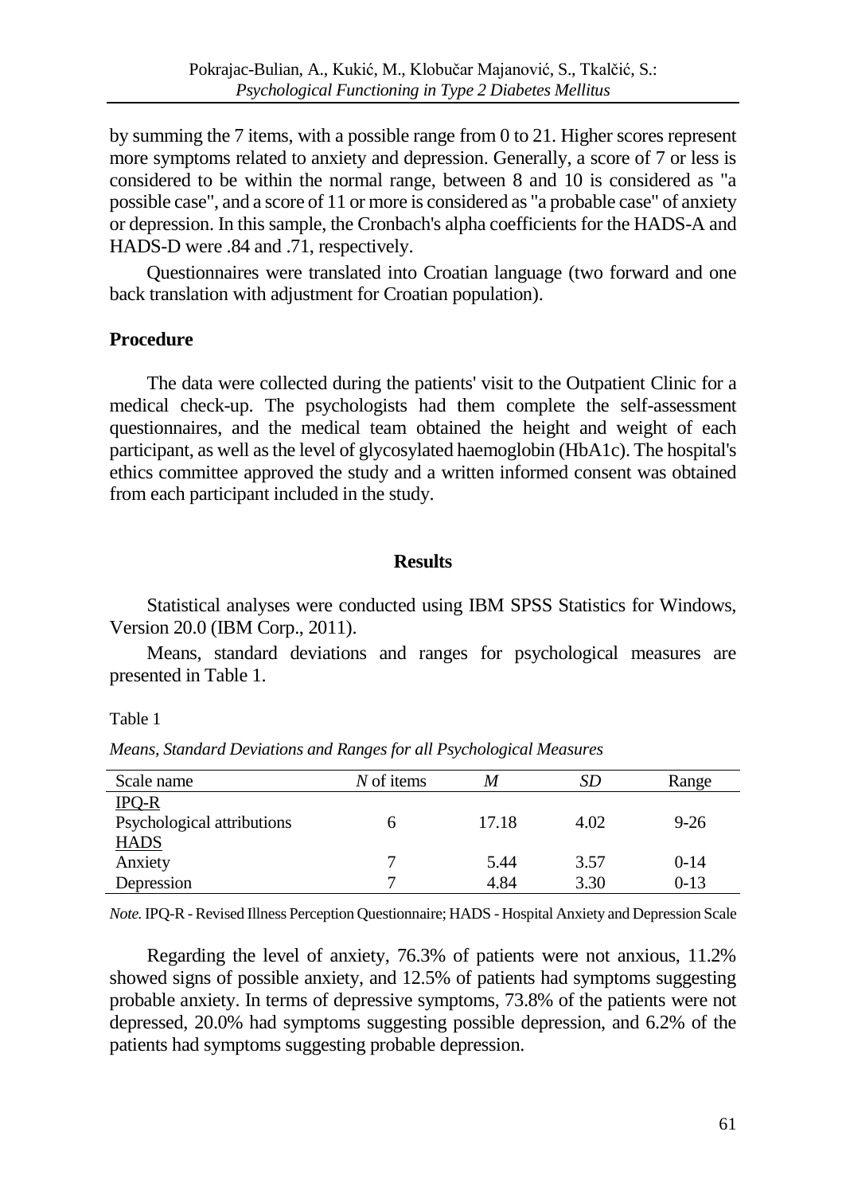by summing the 7 items, with a possible range from 0 to 21. Higher scores represent more symptoms related to anxiety and depression. Generally, a score of 7 or less is considered to be within the normal range, between 8 and 10 is considered as "a possible case", and a score of 11 or more is considered as "a probable case" of anxiety or depression. In this sample, the Cronbach's alpha coefficients for the HADS-A and HADS-D were .84 and .71, respectively.

Questionnaires were translated into Croatian language (two forward and one back translation with adjustment for Croatian population).

### Procedure

The data were collected during the patients' visit to the Outpatient Clinic for a medical check-up. The psychologists had them complete the self-assessment questionnaires, and the medical team obtained the height and weight of each participant, as well as the level of glycosylated haemoglobin (HbA1c). The hospital's ethics committee approved the study and a written informed consent was obtained from each participant included in the study.

## Results

Statistical analyses were conducted using IBM SPSS Statistics for Windows, Version 20.0 (IBM Corp., 2011).

Means, standard deviations and ranges for psychological measures are presented in Table 1.

Table 1

*Means, Standard Deviations and Ranges for all Psychological Measures*

| Scale name | *N* of items | *M* | *SD* | Range |
|---|---|---|---|---|
| IPQ-R | | | | |
| Psychological attributions | 6 | 17.18 | 4.02 | 9-26 |
| HADS | | | | |
| Anxiety | 7 | 5.44 | 3.57 | 0-14 |
| Depression | 7 | 4.84 | 3.30 | 0-13 |

*Note.* IPQ-R - Revised Illness Perception Questionnaire; HADS - Hospital Anxiety and Depression Scale

Regarding the level of anxiety, 76.3% of patients were not anxious, 11.2% showed signs of possible anxiety, and 12.5% of patients had symptoms suggesting probable anxiety. In terms of depressive symptoms, 73.8% of the patients were not depressed, 20.0% had symptoms suggesting possible depression, and 6.2% of the patients had symptoms suggesting probable depression.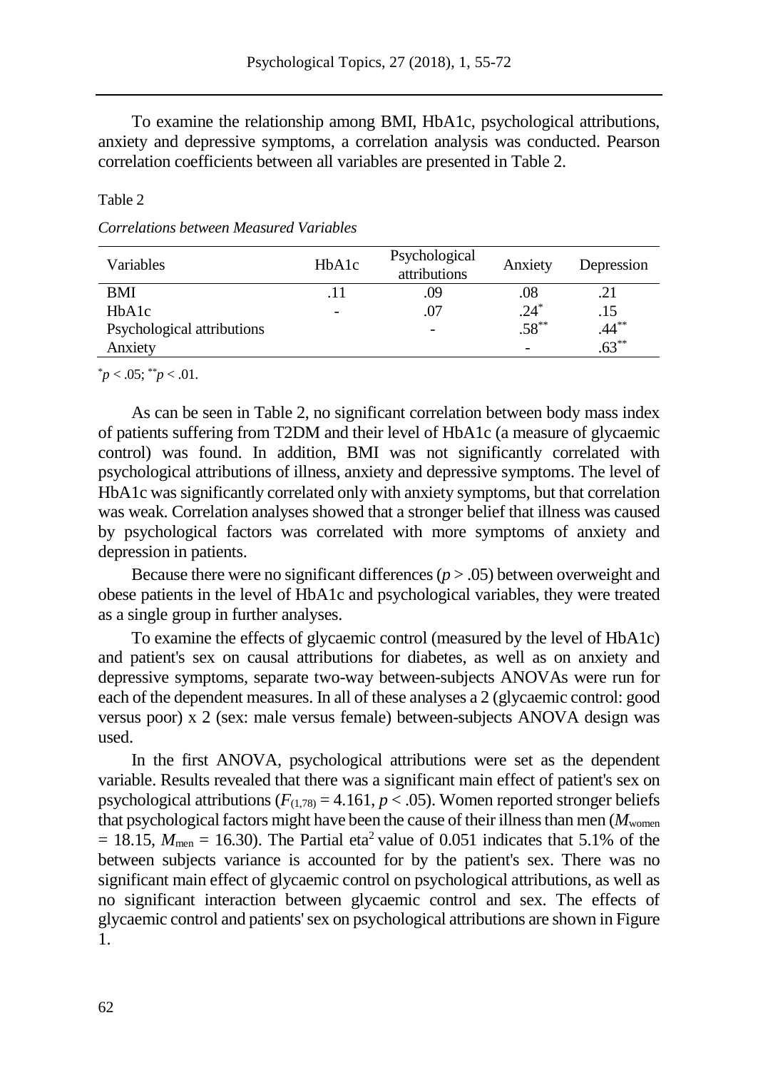To examine the relationship among BMI, HbA1c, psychological attributions, anxiety and depressive symptoms, a correlation analysis was conducted. Pearson correlation coefficients between all variables are presented in Table 2.

Table 2

*Correlations between Measured Variables*

| Variables | HbA1c | Psychological attributions | Anxiety | Depression |
|---|---|---|---|---|
| BMI | .11 | .09 | .08 | .21 |
| HbA1c | - | .07 | $.24^{*}$ | .15 |
| Psychological attributions | | - | $.58^{**}$ | $.44^{**}$ |
| Anxiety | | | - | $.63^{**}$ |

$^{*}p < .05$; $^{**}p < .01$.

As can be seen in Table 2, no significant correlation between body mass index of patients suffering from T2DM and their level of HbA1c (a measure of glycaemic control) was found. In addition, BMI was not significantly correlated with psychological attributions of illness, anxiety and depressive symptoms. The level of HbA1c was significantly correlated only with anxiety symptoms, but that correlation was weak. Correlation analyses showed that a stronger belief that illness was caused by psychological factors was correlated with more symptoms of anxiety and depression in patients.

Because there were no significant differences ($p > .05$) between overweight and obese patients in the level of HbA1c and psychological variables, they were treated as a single group in further analyses.

To examine the effects of glycaemic control (measured by the level of HbA1c) and patient's sex on causal attributions for diabetes, as well as on anxiety and depressive symptoms, separate two-way between-subjects ANOVAs were run for each of the dependent measures. In all of these analyses a 2 (glycaemic control: good versus poor) x 2 (sex: male versus female) between-subjects ANOVA design was used.

In the first ANOVA, psychological attributions were set as the dependent variable. Results revealed that there was a significant main effect of patient's sex on psychological attributions ($F_{(1,78)} = 4.161$, $p < .05$). Women reported stronger beliefs that psychological factors might have been the cause of their illness than men ($M_{\text{women}} = 18.15$, $M_{\text{men}} = 16.30$). The Partial eta$^2$ value of 0.051 indicates that 5.1% of the between subjects variance is accounted for by the patient's sex. There was no significant main effect of glycaemic control on psychological attributions, as well as no significant interaction between glycaemic control and sex. The effects of glycaemic control and patients' sex on psychological attributions are shown in Figure 1.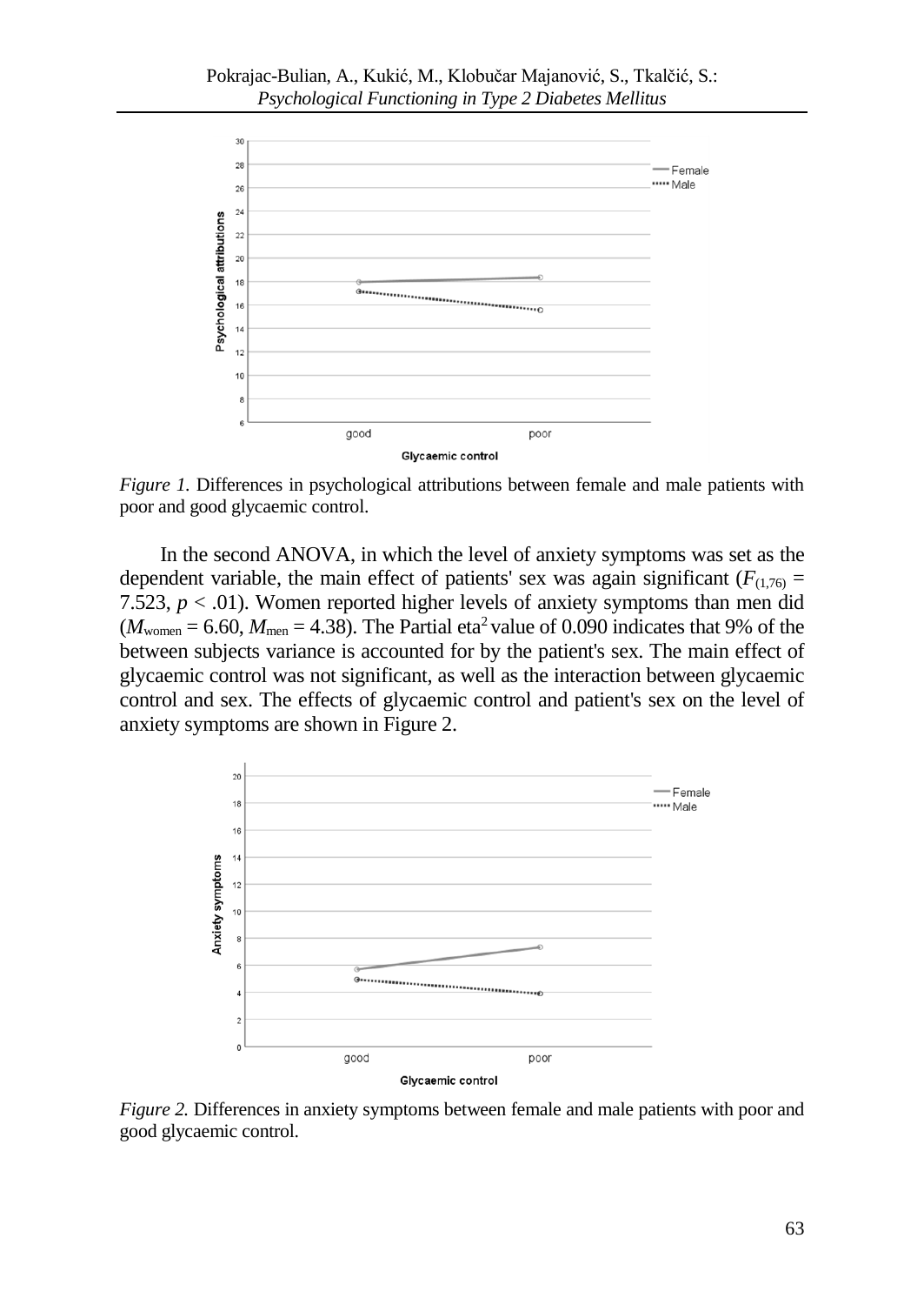*Figure 1.* Differences in psychological attributions between female and male patients with poor and good glycaemic control.

In the second ANOVA, in which the level of anxiety symptoms was set as the dependent variable, the main effect of patients' sex was again significant ($F_{(1,76)}$ = 7.523, $p < .01$). Women reported higher levels of anxiety symptoms than men did ($M_{women}$ = 6.60, $M_{men}$ = 4.38). The Partial eta$^2$ value of 0.090 indicates that 9% of the between subjects variance is accounted for by the patient's sex. The main effect of glycaemic control was not significant, as well as the interaction between glycaemic control and sex. The effects of glycaemic control and patient's sex on the level of anxiety symptoms are shown in Figure 2.

*Figure 2.* Differences in anxiety symptoms between female and male patients with poor and good glycaemic control.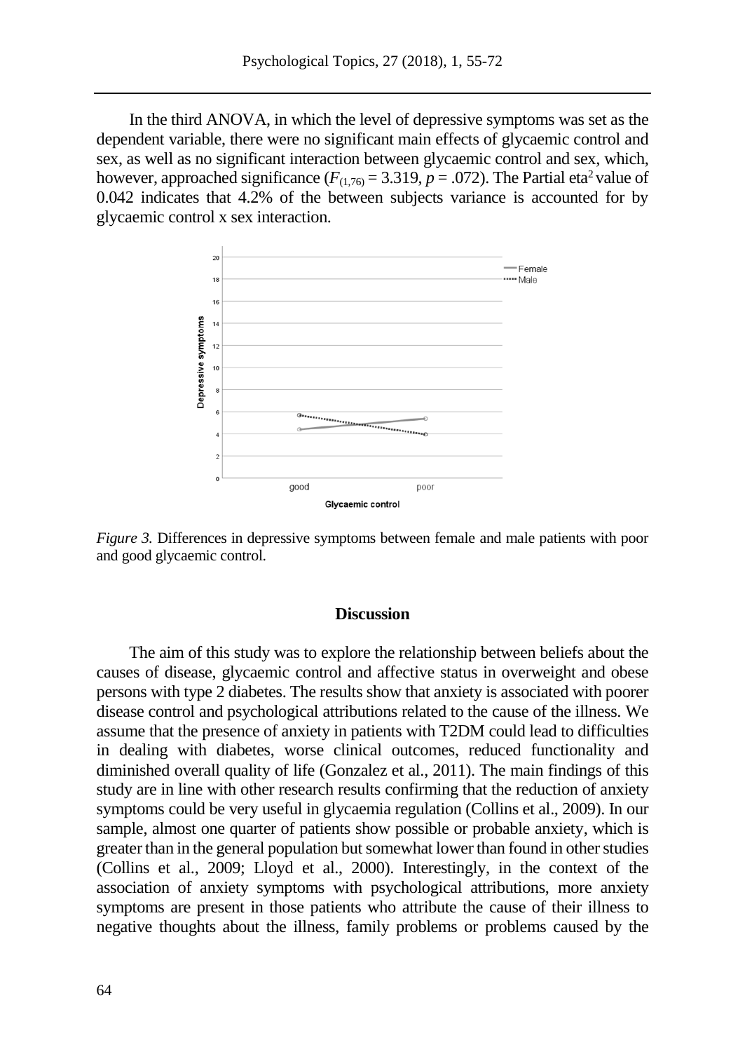In the third ANOVA, in which the level of depressive symptoms was set as the dependent variable, there were no significant main effects of glycaemic control and sex, as well as no significant interaction between glycaemic control and sex, which, however, approached significance ($F_{(1,76)} = 3.319$, $p = .072$). The Partial eta$^2$ value of 0.042 indicates that 4.2% of the between subjects variance is accounted for by glycaemic control x sex interaction.

*Figure 3.* Differences in depressive symptoms between female and male patients with poor and good glycaemic control.

## Discussion

The aim of this study was to explore the relationship between beliefs about the causes of disease, glycaemic control and affective status in overweight and obese persons with type 2 diabetes. The results show that anxiety is associated with poorer disease control and psychological attributions related to the cause of the illness. We assume that the presence of anxiety in patients with T2DM could lead to difficulties in dealing with diabetes, worse clinical outcomes, reduced functionality and diminished overall quality of life (Gonzalez et al., 2011). The main findings of this study are in line with other research results confirming that the reduction of anxiety symptoms could be very useful in glycaemia regulation (Collins et al., 2009). In our sample, almost one quarter of patients show possible or probable anxiety, which is greater than in the general population but somewhat lower than found in other studies (Collins et al., 2009; Lloyd et al., 2000). Interestingly, in the context of the association of anxiety symptoms with psychological attributions, more anxiety symptoms are present in those patients who attribute the cause of their illness to negative thoughts about the illness, family problems or problems caused by the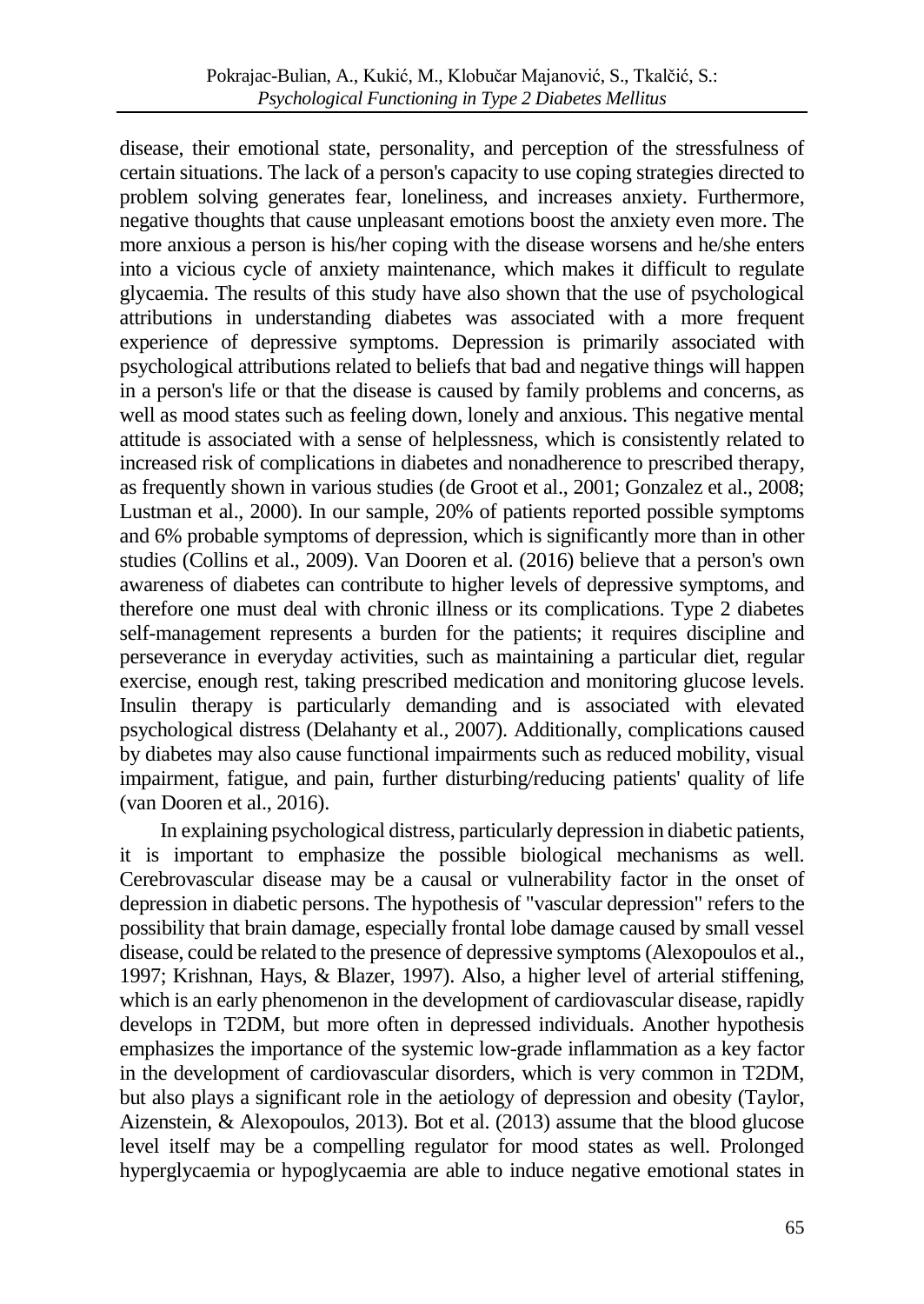disease, their emotional state, personality, and perception of the stressfulness of certain situations. The lack of a person's capacity to use coping strategies directed to problem solving generates fear, loneliness, and increases anxiety. Furthermore, negative thoughts that cause unpleasant emotions boost the anxiety even more. The more anxious a person is his/her coping with the disease worsens and he/she enters into a vicious cycle of anxiety maintenance, which makes it difficult to regulate glycaemia. The results of this study have also shown that the use of psychological attributions in understanding diabetes was associated with a more frequent experience of depressive symptoms. Depression is primarily associated with psychological attributions related to beliefs that bad and negative things will happen in a person's life or that the disease is caused by family problems and concerns, as well as mood states such as feeling down, lonely and anxious. This negative mental attitude is associated with a sense of helplessness, which is consistently related to increased risk of complications in diabetes and nonadherence to prescribed therapy, as frequently shown in various studies (de Groot et al., 2001; Gonzalez et al., 2008; Lustman et al., 2000). In our sample, 20% of patients reported possible symptoms and 6% probable symptoms of depression, which is significantly more than in other studies (Collins et al., 2009). Van Dooren et al. (2016) believe that a person's own awareness of diabetes can contribute to higher levels of depressive symptoms, and therefore one must deal with chronic illness or its complications. Type 2 diabetes self-management represents a burden for the patients; it requires discipline and perseverance in everyday activities, such as maintaining a particular diet, regular exercise, enough rest, taking prescribed medication and monitoring glucose levels. Insulin therapy is particularly demanding and is associated with elevated psychological distress (Delahanty et al., 2007). Additionally, complications caused by diabetes may also cause functional impairments such as reduced mobility, visual impairment, fatigue, and pain, further disturbing/reducing patients' quality of life (van Dooren et al., 2016).

In explaining psychological distress, particularly depression in diabetic patients, it is important to emphasize the possible biological mechanisms as well. Cerebrovascular disease may be a causal or vulnerability factor in the onset of depression in diabetic persons. The hypothesis of "vascular depression" refers to the possibility that brain damage, especially frontal lobe damage caused by small vessel disease, could be related to the presence of depressive symptoms (Alexopoulos et al., 1997; Krishnan, Hays, & Blazer, 1997). Also, a higher level of arterial stiffening, which is an early phenomenon in the development of cardiovascular disease, rapidly develops in T2DM, but more often in depressed individuals. Another hypothesis emphasizes the importance of the systemic low-grade inflammation as a key factor in the development of cardiovascular disorders, which is very common in T2DM, but also plays a significant role in the aetiology of depression and obesity (Taylor, Aizenstein, & Alexopoulos, 2013). Bot et al. (2013) assume that the blood glucose level itself may be a compelling regulator for mood states as well. Prolonged hyperglycaemia or hypoglycaemia are able to induce negative emotional states in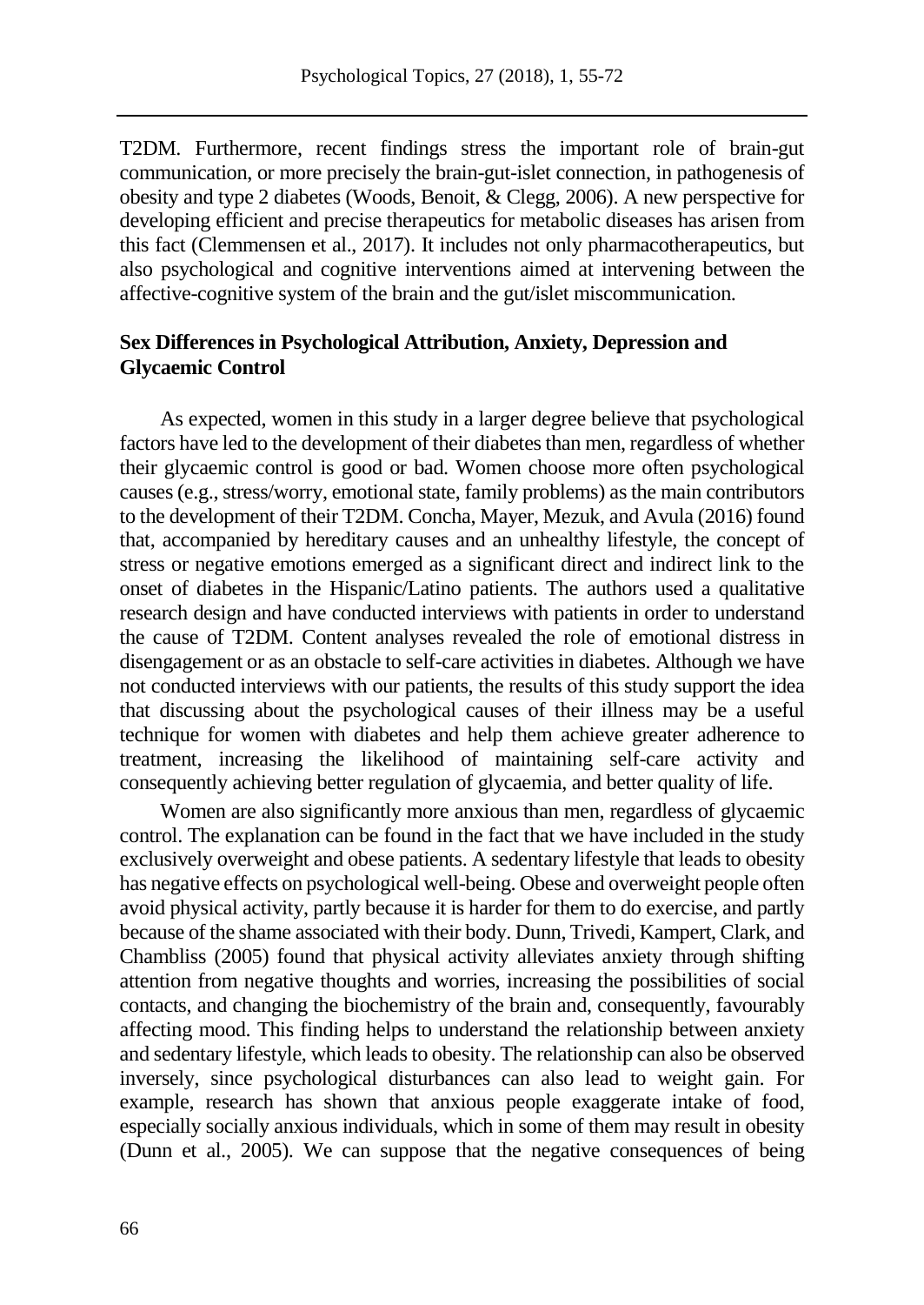T2DM. Furthermore, recent findings stress the important role of brain-gut communication, or more precisely the brain-gut-islet connection, in pathogenesis of obesity and type 2 diabetes (Woods, Benoit, & Clegg, 2006). A new perspective for developing efficient and precise therapeutics for metabolic diseases has arisen from this fact (Clemmensen et al., 2017). It includes not only pharmacotherapeutics, but also psychological and cognitive interventions aimed at intervening between the affective-cognitive system of the brain and the gut/islet miscommunication.

### Sex Differences in Psychological Attribution, Anxiety, Depression and Glycaemic Control

As expected, women in this study in a larger degree believe that psychological factors have led to the development of their diabetes than men, regardless of whether their glycaemic control is good or bad. Women choose more often psychological causes (e.g., stress/worry, emotional state, family problems) as the main contributors to the development of their T2DM. Concha, Mayer, Mezuk, and Avula (2016) found that, accompanied by hereditary causes and an unhealthy lifestyle, the concept of stress or negative emotions emerged as a significant direct and indirect link to the onset of diabetes in the Hispanic/Latino patients. The authors used a qualitative research design and have conducted interviews with patients in order to understand the cause of T2DM. Content analyses revealed the role of emotional distress in disengagement or as an obstacle to self-care activities in diabetes. Although we have not conducted interviews with our patients, the results of this study support the idea that discussing about the psychological causes of their illness may be a useful technique for women with diabetes and help them achieve greater adherence to treatment, increasing the likelihood of maintaining self-care activity and consequently achieving better regulation of glycaemia, and better quality of life.

Women are also significantly more anxious than men, regardless of glycaemic control. The explanation can be found in the fact that we have included in the study exclusively overweight and obese patients. A sedentary lifestyle that leads to obesity has negative effects on psychological well-being. Obese and overweight people often avoid physical activity, partly because it is harder for them to do exercise, and partly because of the shame associated with their body. Dunn, Trivedi, Kampert, Clark, and Chambliss (2005) found that physical activity alleviates anxiety through shifting attention from negative thoughts and worries, increasing the possibilities of social contacts, and changing the biochemistry of the brain and, consequently, favourably affecting mood. This finding helps to understand the relationship between anxiety and sedentary lifestyle, which leads to obesity. The relationship can also be observed inversely, since psychological disturbances can also lead to weight gain. For example, research has shown that anxious people exaggerate intake of food, especially socially anxious individuals, which in some of them may result in obesity (Dunn et al., 2005). We can suppose that the negative consequences of being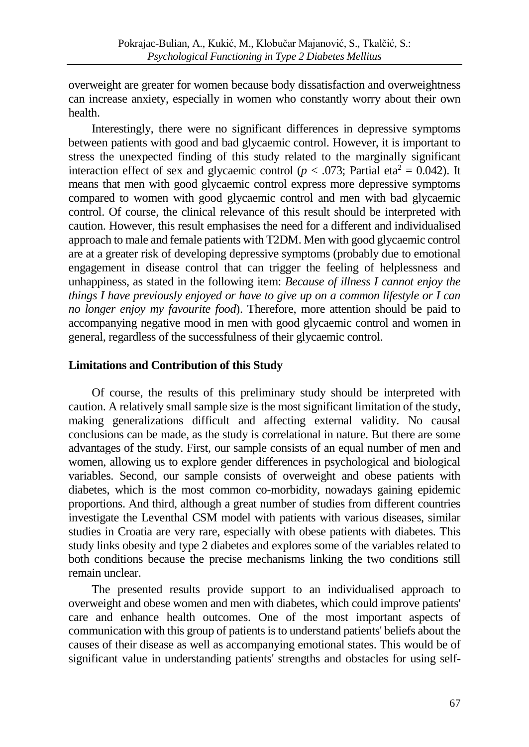overweight are greater for women because body dissatisfaction and overweightness can increase anxiety, especially in women who constantly worry about their own health.

Interestingly, there were no significant differences in depressive symptoms between patients with good and bad glycaemic control. However, it is important to stress the unexpected finding of this study related to the marginally significant interaction effect of sex and glycaemic control ($p < .073$; Partial eta$^2$ = 0.042). It means that men with good glycaemic control express more depressive symptoms compared to women with good glycaemic control and men with bad glycaemic control. Of course, the clinical relevance of this result should be interpreted with caution. However, this result emphasises the need for a different and individualised approach to male and female patients with T2DM. Men with good glycaemic control are at a greater risk of developing depressive symptoms (probably due to emotional engagement in disease control that can trigger the feeling of helplessness and unhappiness, as stated in the following item: *Because of illness I cannot enjoy the things I have previously enjoyed or have to give up on a common lifestyle or I can no longer enjoy my favourite food*). Therefore, more attention should be paid to accompanying negative mood in men with good glycaemic control and women in general, regardless of the successfulness of their glycaemic control.

## Limitations and Contribution of this Study

Of course, the results of this preliminary study should be interpreted with caution. A relatively small sample size is the most significant limitation of the study, making generalizations difficult and affecting external validity. No causal conclusions can be made, as the study is correlational in nature. But there are some advantages of the study. First, our sample consists of an equal number of men and women, allowing us to explore gender differences in psychological and biological variables. Second, our sample consists of overweight and obese patients with diabetes, which is the most common co-morbidity, nowadays gaining epidemic proportions. And third, although a great number of studies from different countries investigate the Leventhal CSM model with patients with various diseases, similar studies in Croatia are very rare, especially with obese patients with diabetes. This study links obesity and type 2 diabetes and explores some of the variables related to both conditions because the precise mechanisms linking the two conditions still remain unclear.

The presented results provide support to an individualised approach to overweight and obese women and men with diabetes, which could improve patients' care and enhance health outcomes. One of the most important aspects of communication with this group of patients is to understand patients' beliefs about the causes of their disease as well as accompanying emotional states. This would be of significant value in understanding patients' strengths and obstacles for using self-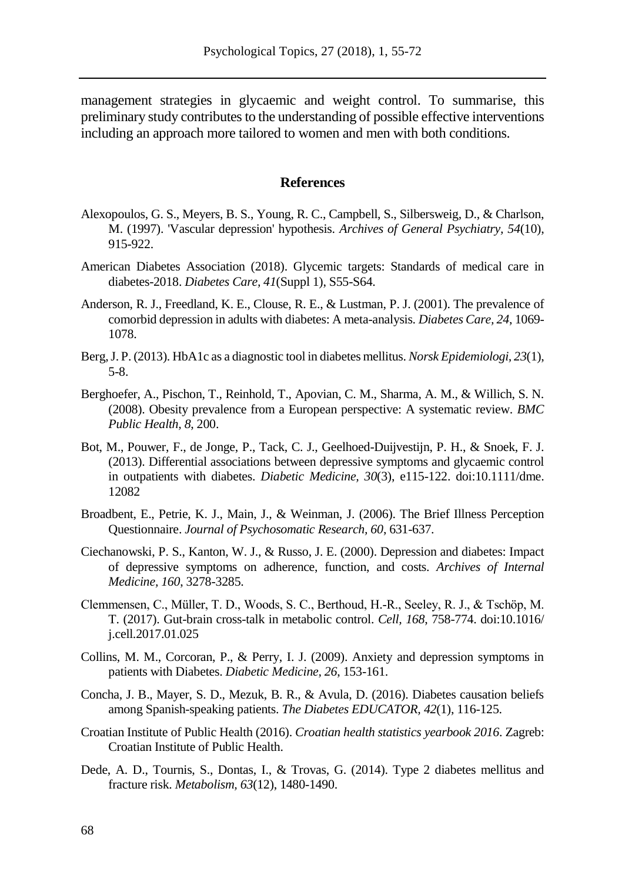management strategies in glycaemic and weight control. To summarise, this preliminary study contributes to the understanding of possible effective interventions including an approach more tailored to women and men with both conditions.

## References

Alexopoulos, G. S., Meyers, B. S., Young, R. C., Campbell, S., Silbersweig, D., & Charlson, M. (1997). 'Vascular depression' hypothesis. *Archives of General Psychiatry, 54*(10), 915-922.

American Diabetes Association (2018). Glycemic targets: Standards of medical care in diabetes-2018. *Diabetes Care, 41*(Suppl 1), S55-S64.

Anderson, R. J., Freedland, K. E., Clouse, R. E., & Lustman, P. J. (2001). The prevalence of comorbid depression in adults with diabetes: A meta-analysis. *Diabetes Care, 24,* 1069-1078.

Berg, J. P. (2013). HbA1c as a diagnostic tool in diabetes mellitus. *Norsk Epidemiologi, 23*(1), 5-8.

Berghoefer, A., Pischon, T., Reinhold, T., Apovian, C. M., Sharma, A. M., & Willich, S. N. (2008). Obesity prevalence from a European perspective: A systematic review. *BMC Public Health, 8*, 200.

Bot, M., Pouwer, F., de Jonge, P., Tack, C. J., Geelhoed-Duijvestijn, P. H., & Snoek, F. J. (2013). Differential associations between depressive symptoms and glycaemic control in outpatients with diabetes. *Diabetic Medicine, 30*(3), e115-122. doi:10.1111/dme.12082

Broadbent, E., Petrie, K. J., Main, J., & Weinman, J. (2006). The Brief Illness Perception Questionnaire. *Journal of Psychosomatic Research, 60*, 631-637.

Ciechanowski, P. S., Kanton, W. J., & Russo, J. E. (2000). Depression and diabetes: Impact of depressive symptoms on adherence, function, and costs. *Archives of Internal Medicine, 160*, 3278-3285.

Clemmensen, C., Müller, T. D., Woods, S. C., Berthoud, H.-R., Seeley, R. J., & Tschöp, M. T. (2017). Gut-brain cross-talk in metabolic control. *Cell, 168*, 758-774. doi:10.1016/j.cell.2017.01.025

Collins, M. M., Corcoran, P., & Perry, I. J. (2009). Anxiety and depression symptoms in patients with Diabetes. *Diabetic Medicine, 26*, 153-161.

Concha, J. B., Mayer, S. D., Mezuk, B. R., & Avula, D. (2016). Diabetes causation beliefs among Spanish-speaking patients. *The Diabetes EDUCATOR, 42*(1), 116-125.

Croatian Institute of Public Health (2016). *Croatian health statistics yearbook 2016*. Zagreb: Croatian Institute of Public Health.

Dede, A. D., Tournis, S., Dontas, I., & Trovas, G. (2014). Type 2 diabetes mellitus and fracture risk. *Metabolism, 63*(12), 1480-1490.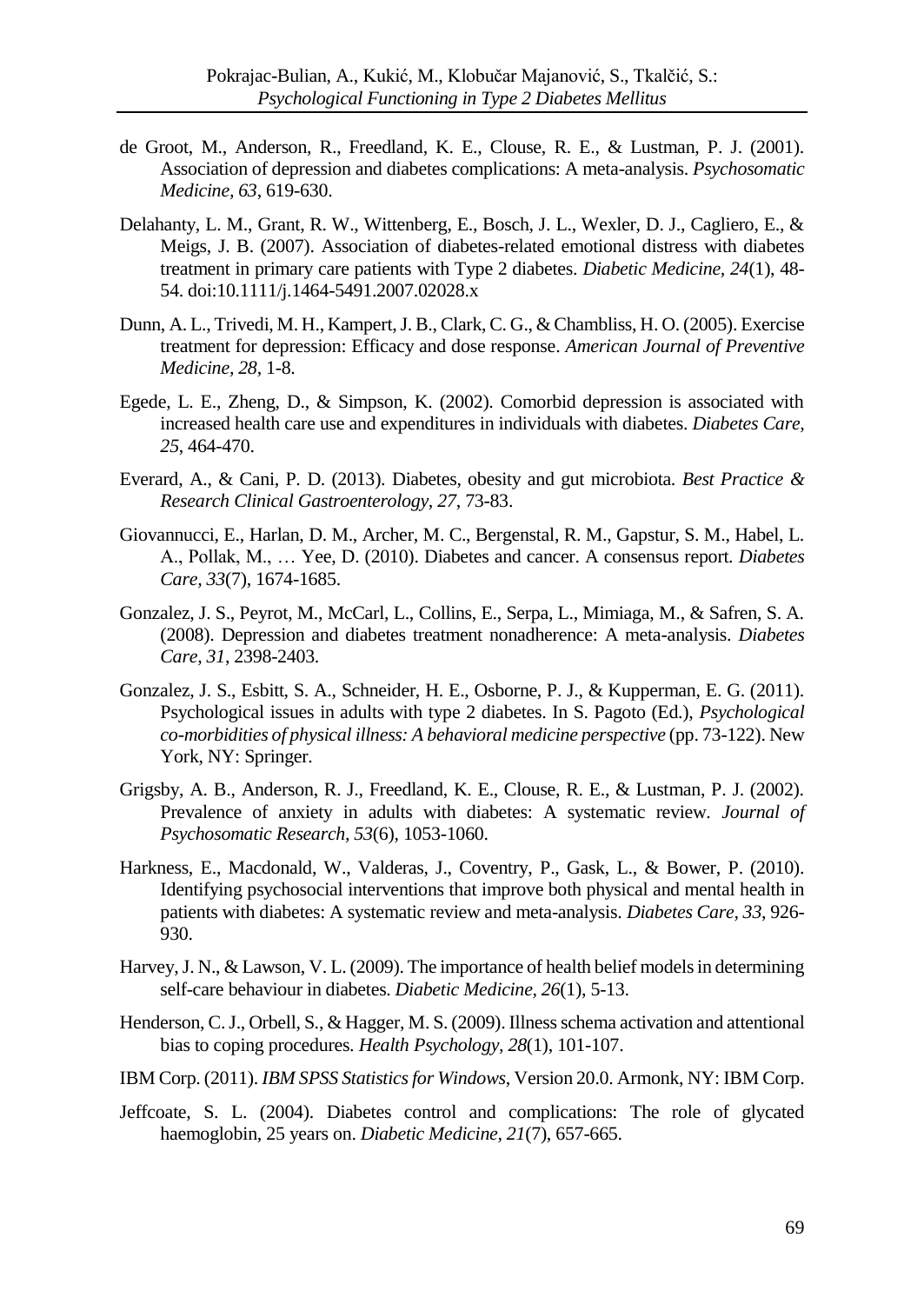de Groot, M., Anderson, R., Freedland, K. E., Clouse, R. E., & Lustman, P. J. (2001). Association of depression and diabetes complications: A meta-analysis. *Psychosomatic Medicine, 63*, 619-630.

Delahanty, L. M., Grant, R. W., Wittenberg, E., Bosch, J. L., Wexler, D. J., Cagliero, E., & Meigs, J. B. (2007). Association of diabetes-related emotional distress with diabetes treatment in primary care patients with Type 2 diabetes. *Diabetic Medicine, 24*(1), 48-54. doi:10.1111/j.1464-5491.2007.02028.x

Dunn, A. L., Trivedi, M. H., Kampert, J. B., Clark, C. G., & Chambliss, H. O. (2005). Exercise treatment for depression: Efficacy and dose response. *American Journal of Preventive Medicine, 28*, 1-8.

Egede, L. E., Zheng, D., & Simpson, K. (2002). Comorbid depression is associated with increased health care use and expenditures in individuals with diabetes. *Diabetes Care, 25*, 464-470.

Everard, A., & Cani, P. D. (2013). Diabetes, obesity and gut microbiota. *Best Practice & Research Clinical Gastroenterology, 27*, 73-83.

Giovannucci, E., Harlan, D. M., Archer, M. C., Bergenstal, R. M., Gapstur, S. M., Habel, L. A., Pollak, M., … Yee, D. (2010). Diabetes and cancer. A consensus report. *Diabetes Care, 33*(7), 1674-1685.

Gonzalez, J. S., Peyrot, M., McCarl, L., Collins, E., Serpa, L., Mimiaga, M., & Safren, S. A. (2008). Depression and diabetes treatment nonadherence: A meta-analysis. *Diabetes Care, 31*, 2398-2403.

Gonzalez, J. S., Esbitt, S. A., Schneider, H. E., Osborne, P. J., & Kupperman, E. G. (2011). Psychological issues in adults with type 2 diabetes. In S. Pagoto (Ed.), *Psychological co-morbidities of physical illness: A behavioral medicine perspective* (pp. 73-122). New York, NY: Springer.

Grigsby, A. B., Anderson, R. J., Freedland, K. E., Clouse, R. E., & Lustman, P. J. (2002). Prevalence of anxiety in adults with diabetes: A systematic review. *Journal of Psychosomatic Research, 53*(6), 1053-1060.

Harkness, E., Macdonald, W., Valderas, J., Coventry, P., Gask, L., & Bower, P. (2010). Identifying psychosocial interventions that improve both physical and mental health in patients with diabetes: A systematic review and meta-analysis. *Diabetes Care, 33*, 926-930.

Harvey, J. N., & Lawson, V. L. (2009). The importance of health belief models in determining self-care behaviour in diabetes. *Diabetic Medicine, 26*(1), 5-13.

Henderson, C. J., Orbell, S., & Hagger, M. S. (2009). Illness schema activation and attentional bias to coping procedures. *Health Psychology, 28*(1), 101-107.

IBM Corp. (2011). *IBM SPSS Statistics for Windows*, Version 20.0. Armonk, NY: IBM Corp.

Jeffcoate, S. L. (2004). Diabetes control and complications: The role of glycated haemoglobin, 25 years on. *Diabetic Medicine, 21*(7), 657-665.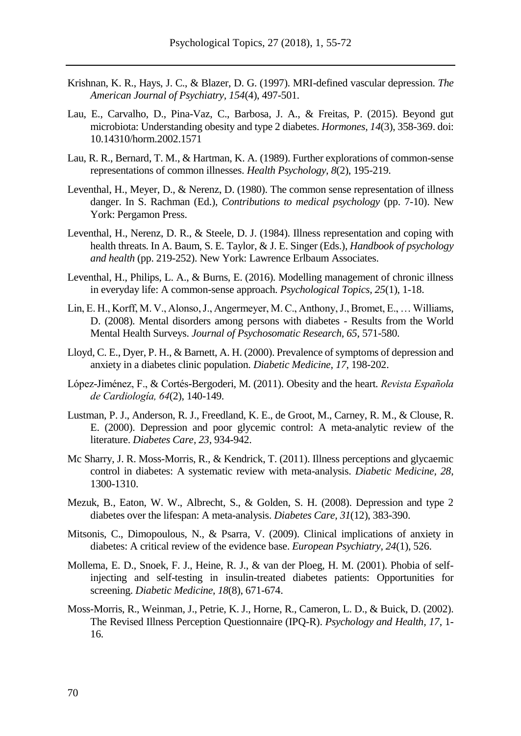Krishnan, K. R., Hays, J. C., & Blazer, D. G. (1997). MRI-defined vascular depression. *The American Journal of Psychiatry, 154*(4), 497-501.

Lau, E., Carvalho, D., Pina-Vaz, C., Barbosa, J. A., & Freitas, P. (2015). Beyond gut microbiota: Understanding obesity and type 2 diabetes. *Hormones, 14*(3), 358-369. doi: 10.14310/horm.2002.1571

Lau, R. R., Bernard, T. M., & Hartman, K. A. (1989). Further explorations of common-sense representations of common illnesses. *Health Psychology, 8*(2), 195-219.

Leventhal, H., Meyer, D., & Nerenz, D. (1980). The common sense representation of illness danger. In S. Rachman (Ed.), *Contributions to medical psychology* (pp. 7-10). New York: Pergamon Press.

Leventhal, H., Nerenz, D. R., & Steele, D. J. (1984). Illness representation and coping with health threats. In A. Baum, S. E. Taylor, & J. E. Singer (Eds.), *Handbook of psychology and health* (pp. 219-252). New York: Lawrence Erlbaum Associates.

Leventhal, H., Philips, L. A., & Burns, E. (2016). Modelling management of chronic illness in everyday life: A common-sense approach. *Psychological Topics, 25*(1), 1-18.

Lin, E. H., Korff, M. V., Alonso, J., Angermeyer, M. C., Anthony, J., Bromet, E., … Williams, D. (2008). Mental disorders among persons with diabetes - Results from the World Mental Health Surveys. *Journal of Psychosomatic Research, 65*, 571-580.

Lloyd, C. E., Dyer, P. H., & Barnett, A. H. (2000). Prevalence of symptoms of depression and anxiety in a diabetes clinic population. *Diabetic Medicine, 17*, 198-202.

López-Jiménez, F., & Cortés-Bergoderi, M. (2011). Obesity and the heart. *Revista Española de Cardiología, 64*(2), 140-149.

Lustman, P. J., Anderson, R. J., Freedland, K. E., de Groot, M., Carney, R. M., & Clouse, R. E. (2000). Depression and poor glycemic control: A meta-analytic review of the literature. *Diabetes Care, 23*, 934-942.

Mc Sharry, J. R. Moss-Morris, R., & Kendrick, T. (2011). Illness perceptions and glycaemic control in diabetes: A systematic review with meta-analysis. *Diabetic Medicine, 28*, 1300-1310.

Mezuk, B., Eaton, W. W., Albrecht, S., & Golden, S. H. (2008). Depression and type 2 diabetes over the lifespan: A meta-analysis. *Diabetes Care, 31*(12), 383-390.

Mitsonis, C., Dimopoulous, N., & Psarra, V. (2009). Clinical implications of anxiety in diabetes: A critical review of the evidence base. *European Psychiatry, 24*(1), 526.

Mollema, E. D., Snoek, F. J., Heine, R. J., & van der Ploeg, H. M. (2001). Phobia of self-injecting and self-testing in insulin-treated diabetes patients: Opportunities for screening. *Diabetic Medicine, 18*(8), 671-674.

Moss-Morris, R., Weinman, J., Petrie, K. J., Horne, R., Cameron, L. D., & Buick, D. (2002). The Revised Illness Perception Questionnaire (IPQ-R). *Psychology and Health, 17*, 1-16.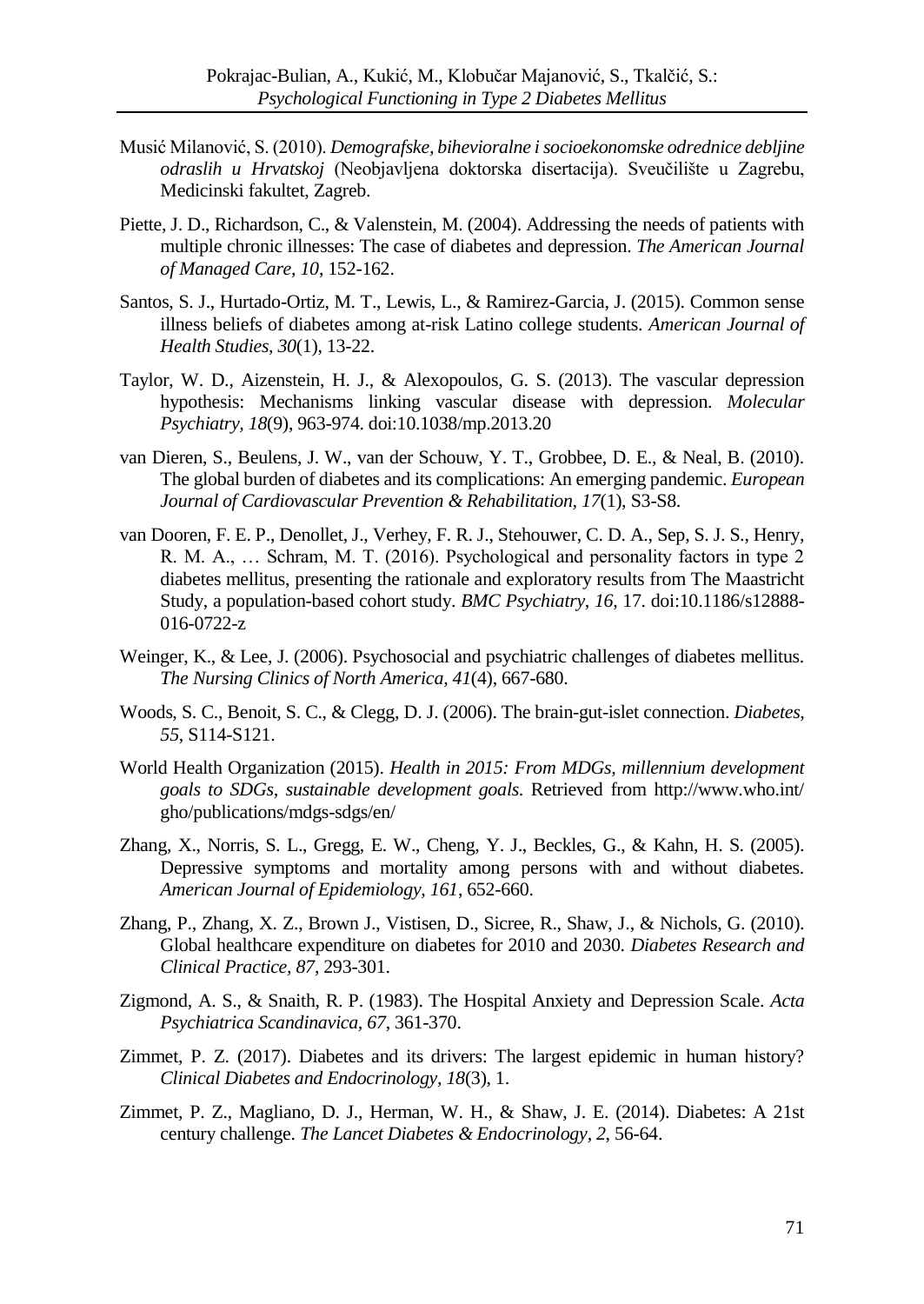Musić Milanović, S. (2010). *Demografske, bihevioralne i socioekonomske odrednice debljine odraslih u Hrvatskoj* (Neobjavljena doktorska disertacija). Sveučilište u Zagrebu, Medicinski fakultet, Zagreb.

Piette, J. D., Richardson, C., & Valenstein, M. (2004). Addressing the needs of patients with multiple chronic illnesses: The case of diabetes and depression. *The American Journal of Managed Care, 10*, 152-162.

Santos, S. J., Hurtado-Ortiz, M. T., Lewis, L., & Ramirez-Garcia, J. (2015). Common sense illness beliefs of diabetes among at-risk Latino college students. *American Journal of Health Studies*, *30*(1), 13-22.

Taylor, W. D., Aizenstein, H. J., & Alexopoulos, G. S. (2013). The vascular depression hypothesis: Mechanisms linking vascular disease with depression. *Molecular Psychiatry, 18*(9), 963-974. doi:10.1038/mp.2013.20

van Dieren, S., Beulens, J. W., van der Schouw, Y. T., Grobbee, D. E., & Neal, B. (2010). The global burden of diabetes and its complications: An emerging pandemic. *European Journal of Cardiovascular Prevention & Rehabilitation, 17*(1), S3-S8.

van Dooren, F. E. P., Denollet, J., Verhey, F. R. J., Stehouwer, C. D. A., Sep, S. J. S., Henry, R. M. A., … Schram, M. T. (2016). Psychological and personality factors in type 2 diabetes mellitus, presenting the rationale and exploratory results from The Maastricht Study, a population-based cohort study. *BMC Psychiatry*, *16*, 17. doi:10.1186/s12888-016-0722-z

Weinger, K., & Lee, J. (2006). Psychosocial and psychiatric challenges of diabetes mellitus. *The Nursing Clinics of North America, 41*(4), 667-680.

Woods, S. C., Benoit, S. C., & Clegg, D. J. (2006). The brain-gut-islet connection. *Diabetes*, *55*, S114-S121.

World Health Organization (2015). *Health in 2015: From MDGs, millennium development goals to SDGs, sustainable development goals*. Retrieved from http://www.who.int/gho/publications/mdgs-sdgs/en/

Zhang, X., Norris, S. L., Gregg, E. W., Cheng, Y. J., Beckles, G., & Kahn, H. S. (2005). Depressive symptoms and mortality among persons with and without diabetes. *American Journal of Epidemiology, 161*, 652-660.

Zhang, P., Zhang, X. Z., Brown J., Vistisen, D., Sicree, R., Shaw, J., & Nichols, G. (2010). Global healthcare expenditure on diabetes for 2010 and 2030. *Diabetes Research and Clinical Practice, 87*, 293-301.

Zigmond, A. S., & Snaith, R. P. (1983). The Hospital Anxiety and Depression Scale. *Acta Psychiatrica Scandinavica, 67*, 361-370.

Zimmet, P. Z. (2017). Diabetes and its drivers: The largest epidemic in human history? *Clinical Diabetes and Endocrinology, 18*(3), 1.

Zimmet, P. Z., Magliano, D. J., Herman, W. H., & Shaw, J. E. (2014). Diabetes: A 21st century challenge. *The Lancet Diabetes & Endocrinology, 2*, 56-64.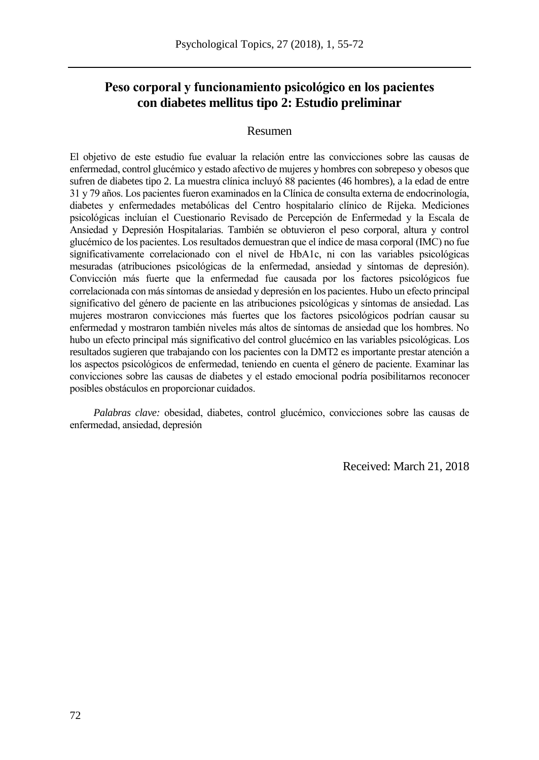# Peso corporal y funcionamiento psicológico en los pacientes con diabetes mellitus tipo 2: Estudio preliminar

## Resumen

El objetivo de este estudio fue evaluar la relación entre las convicciones sobre las causas de enfermedad, control glucémico y estado afectivo de mujeres y hombres con sobrepeso y obesos que sufren de diabetes tipo 2. La muestra clínica incluyó 88 pacientes (46 hombres), a la edad de entre 31 y 79 años. Los pacientes fueron examinados en la Clínica de consulta externa de endocrinología, diabetes y enfermedades metabólicas del Centro hospitalario clínico de Rijeka. Mediciones psicológicas incluían el Cuestionario Revisado de Percepción de Enfermedad y la Escala de Ansiedad y Depresión Hospitalarias. También se obtuvieron el peso corporal, altura y control glucémico de los pacientes. Los resultados demuestran que el índice de masa corporal (IMC) no fue significativamente correlacionado con el nivel de HbA1c, ni con las variables psicológicas mesuradas (atribuciones psicológicas de la enfermedad, ansiedad y síntomas de depresión). Convicción más fuerte que la enfermedad fue causada por los factores psicológicos fue correlacionada con más síntomas de ansiedad y depresión en los pacientes. Hubo un efecto principal significativo del género de paciente en las atribuciones psicológicas y síntomas de ansiedad. Las mujeres mostraron convicciones más fuertes que los factores psicológicos podrían causar su enfermedad y mostraron también niveles más altos de síntomas de ansiedad que los hombres. No hubo un efecto principal más significativo del control glucémico en las variables psicológicas. Los resultados sugieren que trabajando con los pacientes con la DMT2 es importante prestar atención a los aspectos psicológicos de enfermedad, teniendo en cuenta el género de paciente. Examinar las convicciones sobre las causas de diabetes y el estado emocional podría posibilitarnos reconocer posibles obstáculos en proporcionar cuidados.

*Palabras clave:* obesidad, diabetes, control glucémico, convicciones sobre las causas de enfermedad, ansiedad, depresión

Received: March 21, 2018